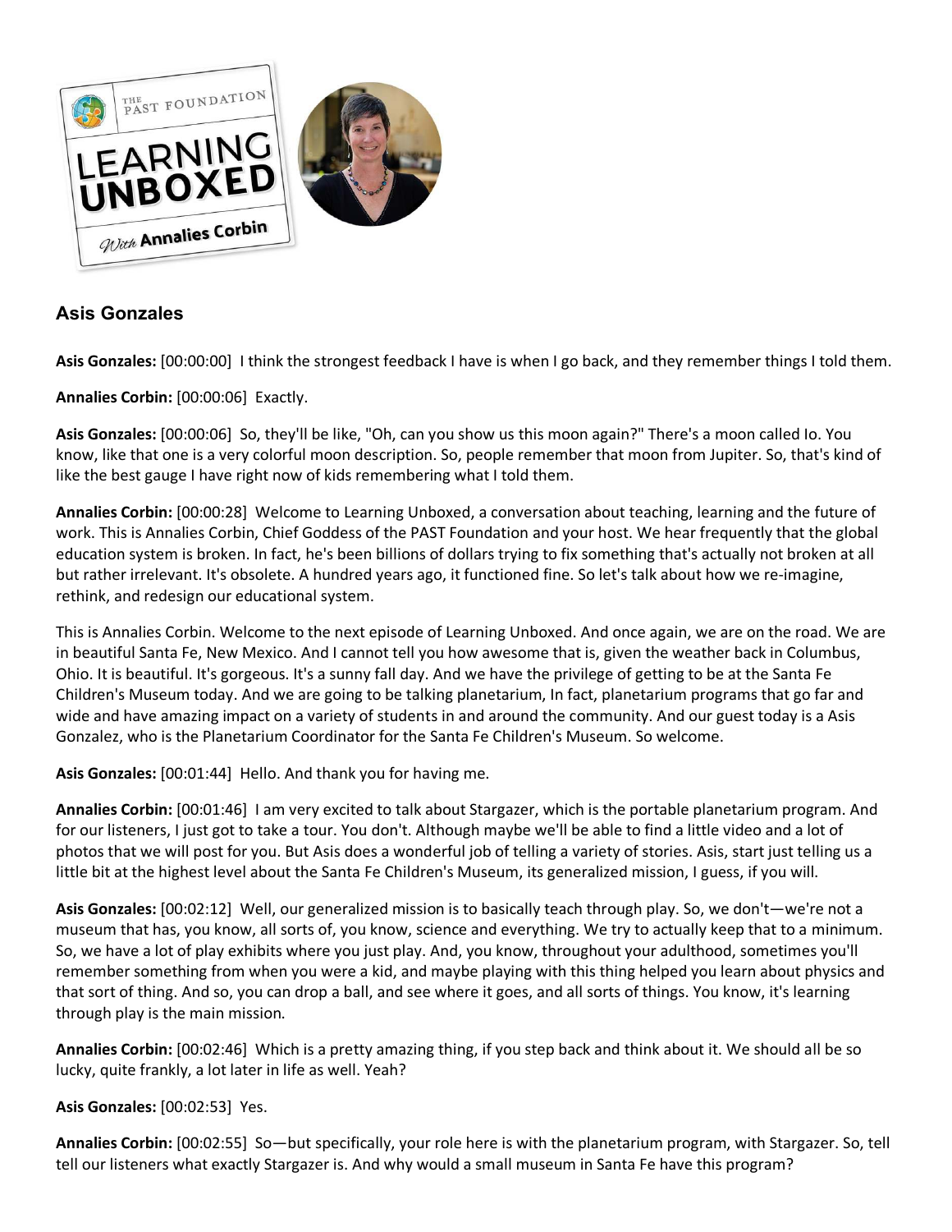## Asis Gonzales

**Asis Gonzales:** [00:00:00] I think the strongest feedback I have is when I go back, and they remember things I told them.

**Annalies Corbin:** [00:00:06] Exactly.

**Asis Gonzales:** [00:00:06] So, they'll be like, "Oh, can you show us this moon again?" There's a moon called Io. You know, like that one is a very colorful moon description. So, people remember that moon from Jupiter. So, that's kind of like the best gauge I have right now of kids remembering what I told them.

**Annalies Corbin:** [00:00:28] Welcome to Learning Unboxed, a conversation about teaching, learning and the future of work. This is Annalies Corbin, Chief Goddess of the PAST Foundation and your host. We hear frequently that the global education system is broken. In fact, he's been billions of dollars trying to fix something that's actually not broken at all but rather irrelevant. It's obsolete. A hundred years ago, it functioned fine. So let's talk about how we re-imagine, rethink, and redesign our educational system.

This is Annalies Corbin. Welcome to the next episode of Learning Unboxed. And once again, we are on the road. We are in beautiful Santa Fe, New Mexico. And I cannot tell you how awesome that is, given the weather back in Columbus, Ohio. It is beautiful. It's gorgeous. It's a sunny fall day. And we have the privilege of getting to be at the Santa Fe Children's Museum today. And we are going to be talking planetarium, In fact, planetarium programs that go far and wide and have amazing impact on a variety of students in and around the community. And our guest today is a Asis Gonzalez, who is the Planetarium Coordinator for the Santa Fe Children's Museum. So welcome.

**Asis Gonzales:** [00:01:44] Hello. And thank you for having me.

**Annalies Corbin:** [00:01:46] I am very excited to talk about Stargazer, which is the portable planetarium program. And for our listeners, I just got to take a tour. You don't. Although maybe we'll be able to find a little video and a lot of photos that we will post for you. But Asis does a wonderful job of telling a variety of stories. Asis, start just telling us a little bit at the highest level about the Santa Fe Children's Museum, its generalized mission, I guess, if you will.

**Asis Gonzales:** [00:02:12] Well, our generalized mission is to basically teach through play. So, we don't—we're not a museum that has, you know, all sorts of, you know, science and everything. We try to actually keep that to a minimum. So, we have a lot of play exhibits where you just play. And, you know, throughout your adulthood, sometimes you'll remember something from when you were a kid, and maybe playing with this thing helped you learn about physics and that sort of thing. And so, you can drop a ball, and see where it goes, and all sorts of things. You know, it's learning through play is the main mission.

**Annalies Corbin:** [00:02:46] Which is a pretty amazing thing, if you step back and think about it. We should all be so lucky, quite frankly, a lot later in life as well. Yeah?

**Asis Gonzales:** [00:02:53] Yes.

**Annalies Corbin:** [00:02:55] So—but specifically, your role here is with the planetarium program, with Stargazer. So, tell tell our listeners what exactly Stargazer is. And why would a small museum in Santa Fe have this program?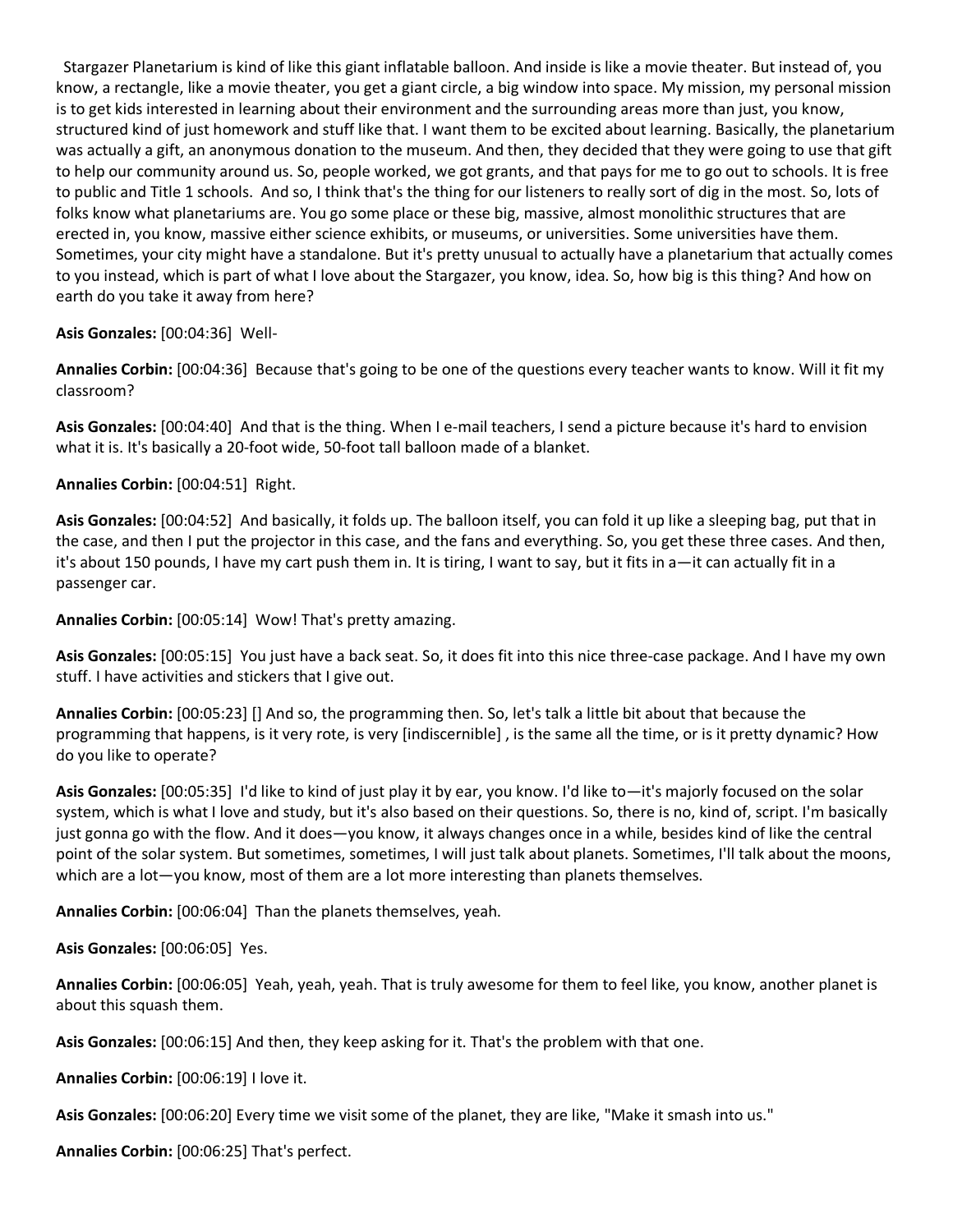Stargazer Planetarium is kind of like this giant inflatable balloon. And inside is like a movie theater. But instead of, you know, a rectangle, like a movie theater, you get a giant circle, a big window into space. My mission, my personal mission is to get kids interested in learning about their environment and the surrounding areas more than just, you know, structured kind of just homework and stuff like that. I want them to be excited about learning. Basically, the planetarium was actually a gift, an anonymous donation to the museum. And then, they decided that they were going to use that gift to help our community around us. So, people worked, we got grants, and that pays for me to go out to schools. It is free to public and Title 1 schools. And so, I think that's the thing for our listeners to really sort of dig in the most. So, lots of folks know what planetariums are. You go some place or these big, massive, almost monolithic structures that are erected in, you know, massive either science exhibits, or museums, or universities. Some universities have them. Sometimes, your city might have a standalone. But it's pretty unusual to actually have a planetarium that actually comes to you instead, which is part of what I love about the Stargazer, you know, idea. So, how big is this thing? And how on earth do you take it away from here?

**Asis Gonzales:** [00:04:36] Well-

**Annalies Corbin:** [00:04:36] Because that's going to be one of the questions every teacher wants to know. Will it fit my classroom?

**Asis Gonzales:** [00:04:40] And that is the thing. When I e-mail teachers, I send a picture because it's hard to envision what it is. It's basically a 20-foot wide, 50-foot tall balloon made of a blanket.

**Annalies Corbin:** [00:04:51] Right.

**Asis Gonzales:** [00:04:52] And basically, it folds up. The balloon itself, you can fold it up like a sleeping bag, put that in the case, and then I put the projector in this case, and the fans and everything. So, you get these three cases. And then, it's about 150 pounds, I have my cart push them in. It is tiring, I want to say, but it fits in a—it can actually fit in a passenger car.

**Annalies Corbin:** [00:05:14] Wow! That's pretty amazing.

**Asis Gonzales:** [00:05:15] You just have a back seat. So, it does fit into this nice three-case package. And I have my own stuff. I have activities and stickers that I give out.

**Annalies Corbin:** [00:05:23] [] And so, the programming then. So, let's talk a little bit about that because the programming that happens, is it very rote, is very [indiscernible] , is the same all the time, or is it pretty dynamic? How do you like to operate?

**Asis Gonzales:** [00:05:35] I'd like to kind of just play it by ear, you know. I'd like to—it's majorly focused on the solar system, which is what I love and study, but it's also based on their questions. So, there is no, kind of, script. I'm basically just gonna go with the flow. And it does—you know, it always changes once in a while, besides kind of like the central point of the solar system. But sometimes, sometimes, I will just talk about planets. Sometimes, I'll talk about the moons, which are a lot—you know, most of them are a lot more interesting than planets themselves.

**Annalies Corbin:** [00:06:04] Than the planets themselves, yeah.

**Asis Gonzales:** [00:06:05] Yes.

**Annalies Corbin:** [00:06:05] Yeah, yeah, yeah. That is truly awesome for them to feel like, you know, another planet is about this squash them.

**Asis Gonzales:** [00:06:15] And then, they keep asking for it. That's the problem with that one.

**Annalies Corbin:** [00:06:19] I love it.

**Asis Gonzales:** [00:06:20] Every time we visit some of the planet, they are like, "Make it smash into us."

**Annalies Corbin:** [00:06:25] That's perfect.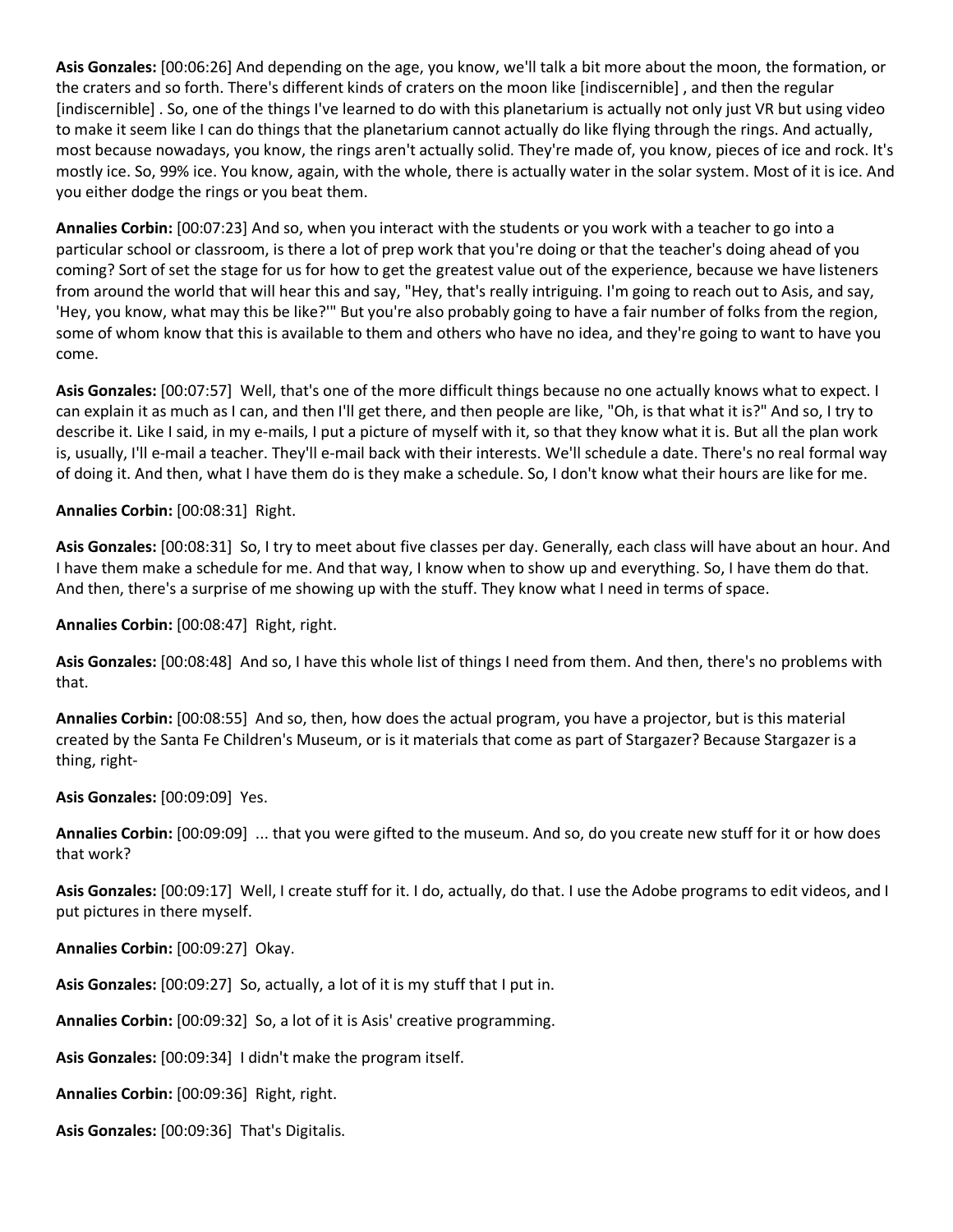**Asis Gonzales:** [00:06:26] And depending on the age, you know, we'll talk a bit more about the moon, the formation, or the craters and so forth. There's different kinds of craters on the moon like [indiscernible] , and then the regular [indiscernible] . So, one of the things I've learned to do with this planetarium is actually not only just VR but using video to make it seem like I can do things that the planetarium cannot actually do like flying through the rings. And actually, most because nowadays, you know, the rings aren't actually solid. They're made of, you know, pieces of ice and rock. It's mostly ice. So, 99% ice. You know, again, with the whole, there is actually water in the solar system. Most of it is ice. And you either dodge the rings or you beat them.

**Annalies Corbin:** [00:07:23] And so, when you interact with the students or you work with a teacher to go into a particular school or classroom, is there a lot of prep work that you're doing or that the teacher's doing ahead of you coming? Sort of set the stage for us for how to get the greatest value out of the experience, because we have listeners from around the world that will hear this and say, "Hey, that's really intriguing. I'm going to reach out to Asis, and say, 'Hey, you know, what may this be like?'" But you're also probably going to have a fair number of folks from the region, some of whom know that this is available to them and others who have no idea, and they're going to want to have you come.

**Asis Gonzales:** [00:07:57] Well, that's one of the more difficult things because no one actually knows what to expect. I can explain it as much as I can, and then I'll get there, and then people are like, "Oh, is that what it is?" And so, I try to describe it. Like I said, in my e-mails, I put a picture of myself with it, so that they know what it is. But all the plan work is, usually, I'll e-mail a teacher. They'll e-mail back with their interests. We'll schedule a date. There's no real formal way of doing it. And then, what I have them do is they make a schedule. So, I don't know what their hours are like for me.

**Annalies Corbin:** [00:08:31] Right.

**Asis Gonzales:** [00:08:31] So, I try to meet about five classes per day. Generally, each class will have about an hour. And I have them make a schedule for me. And that way, I know when to show up and everything. So, I have them do that. And then, there's a surprise of me showing up with the stuff. They know what I need in terms of space.

**Annalies Corbin:** [00:08:47] Right, right.

**Asis Gonzales:** [00:08:48] And so, I have this whole list of things I need from them. And then, there's no problems with that.

**Annalies Corbin:** [00:08:55] And so, then, how does the actual program, you have a projector, but is this material created by the Santa Fe Children's Museum, or is it materials that come as part of Stargazer? Because Stargazer is a thing, right-

**Asis Gonzales:** [00:09:09] Yes.

**Annalies Corbin:** [00:09:09] ... that you were gifted to the museum. And so, do you create new stuff for it or how does that work?

**Asis Gonzales:** [00:09:17] Well, I create stuff for it. I do, actually, do that. I use the Adobe programs to edit videos, and I put pictures in there myself.

**Annalies Corbin:** [00:09:27] Okay.

**Asis Gonzales:** [00:09:27] So, actually, a lot of it is my stuff that I put in.

**Annalies Corbin:** [00:09:32] So, a lot of it is Asis' creative programming.

**Asis Gonzales:** [00:09:34] I didn't make the program itself.

**Annalies Corbin:** [00:09:36] Right, right.

**Asis Gonzales:** [00:09:36] That's Digitalis.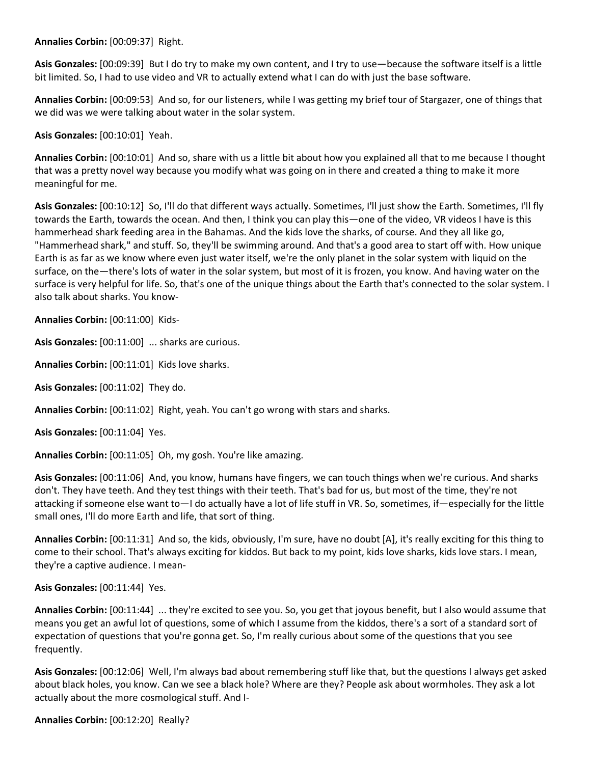**Annalies Corbin:** [00:09:37] Right.

**Asis Gonzales:** [00:09:39] But I do try to make my own content, and I try to use—because the software itself is a little bit limited. So, I had to use video and VR to actually extend what I can do with just the base software.

**Annalies Corbin:** [00:09:53] And so, for our listeners, while I was getting my brief tour of Stargazer, one of things that we did was we were talking about water in the solar system.

**Asis Gonzales:** [00:10:01] Yeah.

**Annalies Corbin:** [00:10:01] And so, share with us a little bit about how you explained all that to me because I thought that was a pretty novel way because you modify what was going on in there and created a thing to make it more meaningful for me.

**Asis Gonzales:** [00:10:12] So, I'll do that different ways actually. Sometimes, I'll just show the Earth. Sometimes, I'll fly towards the Earth, towards the ocean. And then, I think you can play this—one of the video, VR videos I have is this hammerhead shark feeding area in the Bahamas. And the kids love the sharks, of course. And they all like go, "Hammerhead shark," and stuff. So, they'll be swimming around. And that's a good area to start off with. How unique Earth is as far as we know where even just water itself, we're the only planet in the solar system with liquid on the surface, on the—there's lots of water in the solar system, but most of it is frozen, you know. And having water on the surface is very helpful for life. So, that's one of the unique things about the Earth that's connected to the solar system. I also talk about sharks. You know-

**Annalies Corbin:** [00:11:00] Kids-

**Asis Gonzales:** [00:11:00] ... sharks are curious.

**Annalies Corbin:** [00:11:01] Kids love sharks.

**Asis Gonzales:** [00:11:02] They do.

**Annalies Corbin:** [00:11:02] Right, yeah. You can't go wrong with stars and sharks.

**Asis Gonzales:** [00:11:04] Yes.

**Annalies Corbin:** [00:11:05] Oh, my gosh. You're like amazing.

**Asis Gonzales:** [00:11:06] And, you know, humans have fingers, we can touch things when we're curious. And sharks don't. They have teeth. And they test things with their teeth. That's bad for us, but most of the time, they're not attacking if someone else want to—I do actually have a lot of life stuff in VR. So, sometimes, if—especially for the little small ones, I'll do more Earth and life, that sort of thing.

**Annalies Corbin:** [00:11:31] And so, the kids, obviously, I'm sure, have no doubt [A], it's really exciting for this thing to come to their school. That's always exciting for kiddos. But back to my point, kids love sharks, kids love stars. I mean, they're a captive audience. I mean-

**Asis Gonzales:** [00:11:44] Yes.

**Annalies Corbin:** [00:11:44] ... they're excited to see you. So, you get that joyous benefit, but I also would assume that means you get an awful lot of questions, some of which I assume from the kiddos, there's a sort of a standard sort of expectation of questions that you're gonna get. So, I'm really curious about some of the questions that you see frequently.

**Asis Gonzales:** [00:12:06] Well, I'm always bad about remembering stuff like that, but the questions I always get asked about black holes, you know. Can we see a black hole? Where are they? People ask about wormholes. They ask a lot actually about the more cosmological stuff. And I-

**Annalies Corbin:** [00:12:20] Really?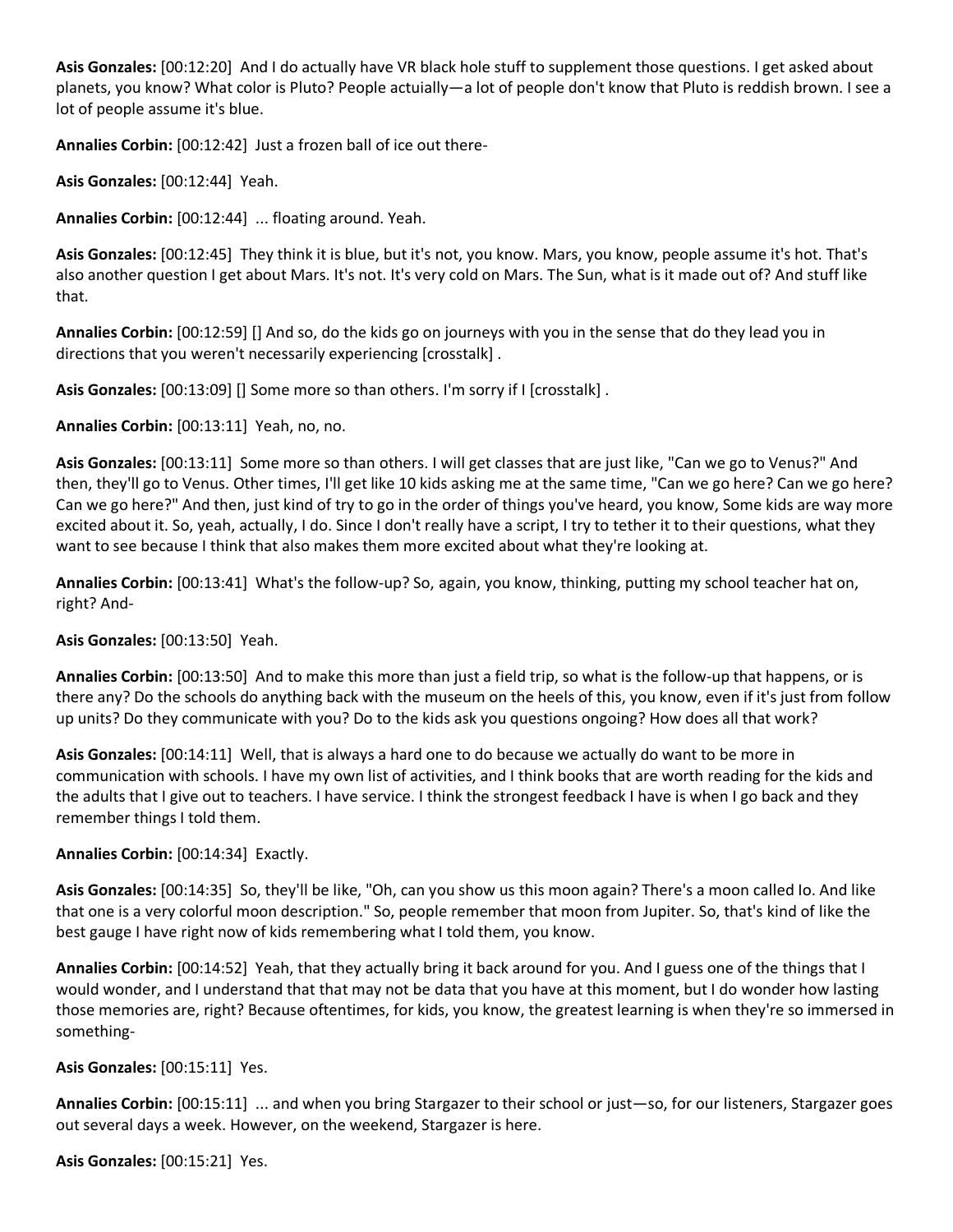**Asis Gonzales:** [00:12:20] And I do actually have VR black hole stuff to supplement those questions. I get asked about planets, you know? What color is Pluto? People actuially—a lot of people don't know that Pluto is reddish brown. I see a lot of people assume it's blue.

**Annalies Corbin:** [00:12:42] Just a frozen ball of ice out there-

**Asis Gonzales:** [00:12:44] Yeah.

**Annalies Corbin:** [00:12:44] ... floating around. Yeah.

**Asis Gonzales:** [00:12:45] They think it is blue, but it's not, you know. Mars, you know, people assume it's hot. That's also another question I get about Mars. It's not. It's very cold on Mars. The Sun, what is it made out of? And stuff like that.

**Annalies Corbin:** [00:12:59] [] And so, do the kids go on journeys with you in the sense that do they lead you in directions that you weren't necessarily experiencing [crosstalk] .

**Asis Gonzales:** [00:13:09] [] Some more so than others. I'm sorry if I [crosstalk] .

**Annalies Corbin:** [00:13:11] Yeah, no, no.

**Asis Gonzales:** [00:13:11] Some more so than others. I will get classes that are just like, "Can we go to Venus?" And then, they'll go to Venus. Other times, I'll get like 10 kids asking me at the same time, "Can we go here? Can we go here? Can we go here?" And then, just kind of try to go in the order of things you've heard, you know, Some kids are way more excited about it. So, yeah, actually, I do. Since I don't really have a script, I try to tether it to their questions, what they want to see because I think that also makes them more excited about what they're looking at.

**Annalies Corbin:** [00:13:41] What's the follow-up? So, again, you know, thinking, putting my school teacher hat on, right? And-

**Asis Gonzales:** [00:13:50] Yeah.

**Annalies Corbin:** [00:13:50] And to make this more than just a field trip, so what is the follow-up that happens, or is there any? Do the schools do anything back with the museum on the heels of this, you know, even if it's just from follow up units? Do they communicate with you? Do to the kids ask you questions ongoing? How does all that work?

**Asis Gonzales:** [00:14:11] Well, that is always a hard one to do because we actually do want to be more in communication with schools. I have my own list of activities, and I think books that are worth reading for the kids and the adults that I give out to teachers. I have service. I think the strongest feedback I have is when I go back and they remember things I told them.

**Annalies Corbin:** [00:14:34] Exactly.

**Asis Gonzales:** [00:14:35] So, they'll be like, "Oh, can you show us this moon again? There's a moon called Io. And like that one is a very colorful moon description." So, people remember that moon from Jupiter. So, that's kind of like the best gauge I have right now of kids remembering what I told them, you know.

**Annalies Corbin:** [00:14:52] Yeah, that they actually bring it back around for you. And I guess one of the things that I would wonder, and I understand that that may not be data that you have at this moment, but I do wonder how lasting those memories are, right? Because oftentimes, for kids, you know, the greatest learning is when they're so immersed in something-

**Asis Gonzales:** [00:15:11] Yes.

**Annalies Corbin:** [00:15:11] ... and when you bring Stargazer to their school or just—so, for our listeners, Stargazer goes out several days a week. However, on the weekend, Stargazer is here.

**Asis Gonzales:** [00:15:21] Yes.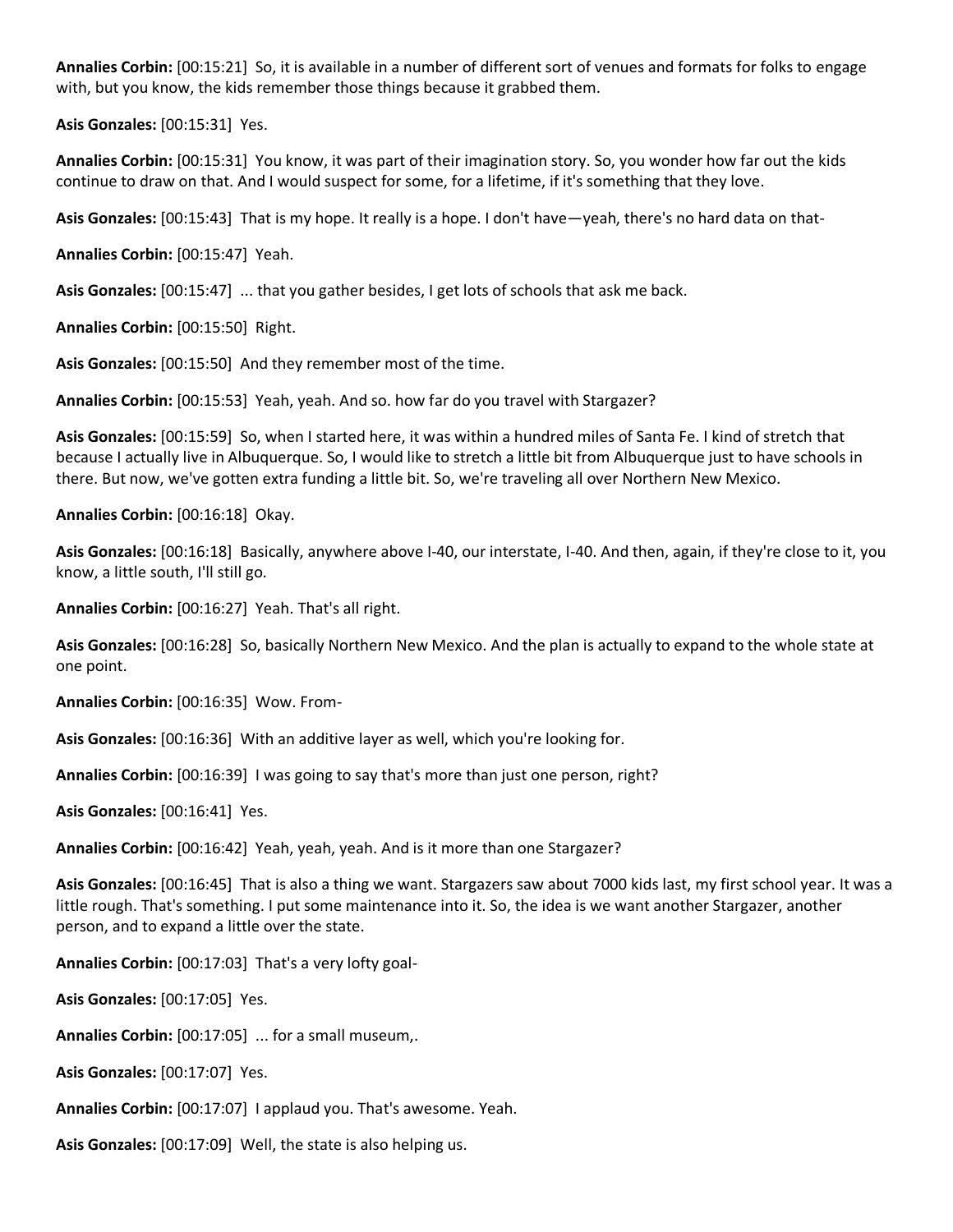**Annalies Corbin:** [00:15:21] So, it is available in a number of different sort of venues and formats for folks to engage with, but you know, the kids remember those things because it grabbed them.

**Asis Gonzales:** [00:15:31] Yes.

**Annalies Corbin:** [00:15:31] You know, it was part of their imagination story. So, you wonder how far out the kids continue to draw on that. And I would suspect for some, for a lifetime, if it's something that they love.

**Asis Gonzales:** [00:15:43] That is my hope. It really is a hope. I don't have—yeah, there's no hard data on that-

**Annalies Corbin:** [00:15:47] Yeah.

**Asis Gonzales:** [00:15:47] ... that you gather besides, I get lots of schools that ask me back.

**Annalies Corbin:** [00:15:50] Right.

**Asis Gonzales:** [00:15:50] And they remember most of the time.

**Annalies Corbin:** [00:15:53] Yeah, yeah. And so. how far do you travel with Stargazer?

**Asis Gonzales:** [00:15:59] So, when I started here, it was within a hundred miles of Santa Fe. I kind of stretch that because I actually live in Albuquerque. So, I would like to stretch a little bit from Albuquerque just to have schools in there. But now, we've gotten extra funding a little bit. So, we're traveling all over Northern New Mexico.

**Annalies Corbin:** [00:16:18] Okay.

**Asis Gonzales:** [00:16:18] Basically, anywhere above I-40, our interstate, I-40. And then, again, if they're close to it, you know, a little south, I'll still go.

**Annalies Corbin:** [00:16:27] Yeah. That's all right.

**Asis Gonzales:** [00:16:28] So, basically Northern New Mexico. And the plan is actually to expand to the whole state at one point.

**Annalies Corbin:** [00:16:35] Wow. From-

**Asis Gonzales:** [00:16:36] With an additive layer as well, which you're looking for.

**Annalies Corbin:** [00:16:39] I was going to say that's more than just one person, right?

**Asis Gonzales:** [00:16:41] Yes.

**Annalies Corbin:** [00:16:42] Yeah, yeah, yeah. And is it more than one Stargazer?

**Asis Gonzales:** [00:16:45] That is also a thing we want. Stargazers saw about 7000 kids last, my first school year. It was a little rough. That's something. I put some maintenance into it. So, the idea is we want another Stargazer, another person, and to expand a little over the state.

**Annalies Corbin:** [00:17:03] That's a very lofty goal-

**Asis Gonzales:** [00:17:05] Yes.

**Annalies Corbin:** [00:17:05] ... for a small museum,.

**Asis Gonzales:** [00:17:07] Yes.

**Annalies Corbin:** [00:17:07] I applaud you. That's awesome. Yeah.

**Asis Gonzales:** [00:17:09] Well, the state is also helping us.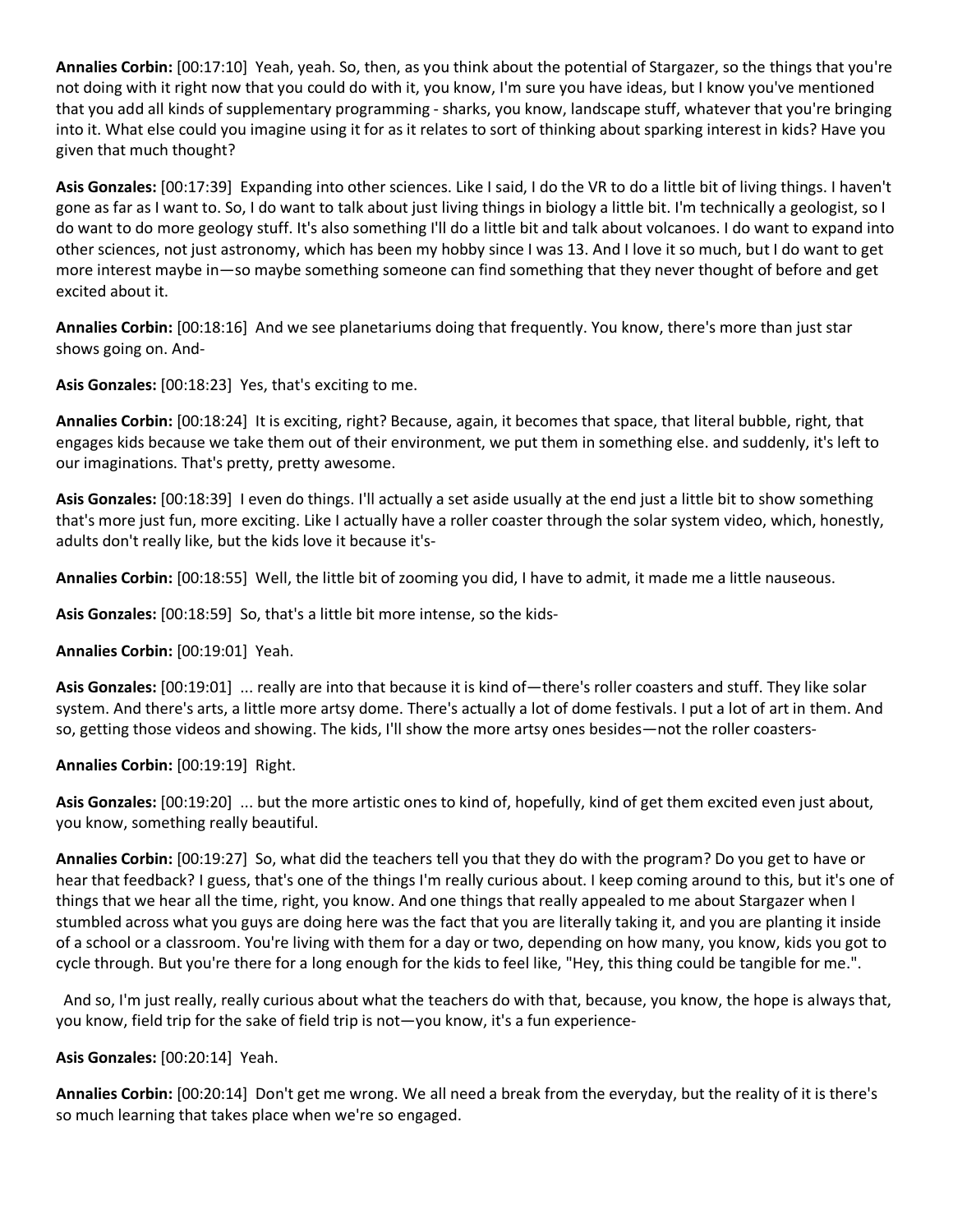**Annalies Corbin:** [00:17:10] Yeah, yeah. So, then, as you think about the potential of Stargazer, so the things that you're not doing with it right now that you could do with it, you know, I'm sure you have ideas, but I know you've mentioned that you add all kinds of supplementary programming - sharks, you know, landscape stuff, whatever that you're bringing into it. What else could you imagine using it for as it relates to sort of thinking about sparking interest in kids? Have you given that much thought?

**Asis Gonzales:** [00:17:39] Expanding into other sciences. Like I said, I do the VR to do a little bit of living things. I haven't gone as far as I want to. So, I do want to talk about just living things in biology a little bit. I'm technically a geologist, so I do want to do more geology stuff. It's also something I'll do a little bit and talk about volcanoes. I do want to expand into other sciences, not just astronomy, which has been my hobby since I was 13. And I love it so much, but I do want to get more interest maybe in—so maybe something someone can find something that they never thought of before and get excited about it.

**Annalies Corbin:** [00:18:16] And we see planetariums doing that frequently. You know, there's more than just star shows going on. And-

**Asis Gonzales:** [00:18:23] Yes, that's exciting to me.

**Annalies Corbin:** [00:18:24] It is exciting, right? Because, again, it becomes that space, that literal bubble, right, that engages kids because we take them out of their environment, we put them in something else. and suddenly, it's left to our imaginations. That's pretty, pretty awesome.

**Asis Gonzales:** [00:18:39] I even do things. I'll actually a set aside usually at the end just a little bit to show something that's more just fun, more exciting. Like I actually have a roller coaster through the solar system video, which, honestly, adults don't really like, but the kids love it because it's-

**Annalies Corbin:** [00:18:55] Well, the little bit of zooming you did, I have to admit, it made me a little nauseous.

**Asis Gonzales:** [00:18:59] So, that's a little bit more intense, so the kids-

**Annalies Corbin:** [00:19:01] Yeah.

**Asis Gonzales:** [00:19:01] ... really are into that because it is kind of—there's roller coasters and stuff. They like solar system. And there's arts, a little more artsy dome. There's actually a lot of dome festivals. I put a lot of art in them. And so, getting those videos and showing. The kids, I'll show the more artsy ones besides—not the roller coasters-

**Annalies Corbin:** [00:19:19] Right.

**Asis Gonzales:** [00:19:20] ... but the more artistic ones to kind of, hopefully, kind of get them excited even just about, you know, something really beautiful.

**Annalies Corbin:** [00:19:27] So, what did the teachers tell you that they do with the program? Do you get to have or hear that feedback? I guess, that's one of the things I'm really curious about. I keep coming around to this, but it's one of things that we hear all the time, right, you know. And one things that really appealed to me about Stargazer when I stumbled across what you guys are doing here was the fact that you are literally taking it, and you are planting it inside of a school or a classroom. You're living with them for a day or two, depending on how many, you know, kids you got to cycle through. But you're there for a long enough for the kids to feel like, "Hey, this thing could be tangible for me.".

And so, I'm just really, really curious about what the teachers do with that, because, you know, the hope is always that, you know, field trip for the sake of field trip is not—you know, it's a fun experience-

**Asis Gonzales:** [00:20:14] Yeah.

**Annalies Corbin:** [00:20:14] Don't get me wrong. We all need a break from the everyday, but the reality of it is there's so much learning that takes place when we're so engaged.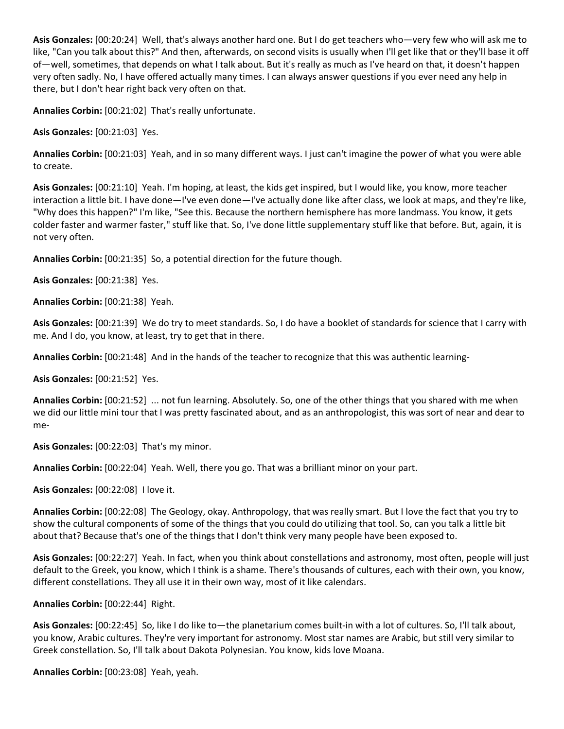**Asis Gonzales:** [00:20:24] Well, that's always another hard one. But I do get teachers who—very few who will ask me to like, "Can you talk about this?" And then, afterwards, on second visits is usually when I'll get like that or they'll base it off of—well, sometimes, that depends on what I talk about. But it's really as much as I've heard on that, it doesn't happen very often sadly. No, I have offered actually many times. I can always answer questions if you ever need any help in there, but I don't hear right back very often on that.

**Annalies Corbin:** [00:21:02] That's really unfortunate.

**Asis Gonzales:** [00:21:03] Yes.

**Annalies Corbin:** [00:21:03] Yeah, and in so many different ways. I just can't imagine the power of what you were able to create.

**Asis Gonzales:** [00:21:10] Yeah. I'm hoping, at least, the kids get inspired, but I would like, you know, more teacher interaction a little bit. I have done—I've even done—I've actually done like after class, we look at maps, and they're like, "Why does this happen?" I'm like, "See this. Because the northern hemisphere has more landmass. You know, it gets colder faster and warmer faster," stuff like that. So, I've done little supplementary stuff like that before. But, again, it is not very often.

**Annalies Corbin:** [00:21:35] So, a potential direction for the future though.

**Asis Gonzales:** [00:21:38] Yes.

**Annalies Corbin:** [00:21:38] Yeah.

**Asis Gonzales:** [00:21:39] We do try to meet standards. So, I do have a booklet of standards for science that I carry with me. And I do, you know, at least, try to get that in there.

**Annalies Corbin:** [00:21:48] And in the hands of the teacher to recognize that this was authentic learning-

**Asis Gonzales:** [00:21:52] Yes.

**Annalies Corbin:** [00:21:52] ... not fun learning. Absolutely. So, one of the other things that you shared with me when we did our little mini tour that I was pretty fascinated about, and as an anthropologist, this was sort of near and dear to me-

**Asis Gonzales:** [00:22:03] That's my minor.

**Annalies Corbin:** [00:22:04] Yeah. Well, there you go. That was a brilliant minor on your part.

**Asis Gonzales:** [00:22:08] I love it.

**Annalies Corbin:** [00:22:08] The Geology, okay. Anthropology, that was really smart. But I love the fact that you try to show the cultural components of some of the things that you could do utilizing that tool. So, can you talk a little bit about that? Because that's one of the things that I don't think very many people have been exposed to.

**Asis Gonzales:** [00:22:27] Yeah. In fact, when you think about constellations and astronomy, most often, people will just default to the Greek, you know, which I think is a shame. There's thousands of cultures, each with their own, you know, different constellations. They all use it in their own way, most of it like calendars.

**Annalies Corbin:** [00:22:44] Right.

**Asis Gonzales:** [00:22:45] So, like I do like to—the planetarium comes built-in with a lot of cultures. So, I'll talk about, you know, Arabic cultures. They're very important for astronomy. Most star names are Arabic, but still very similar to Greek constellation. So, I'll talk about Dakota Polynesian. You know, kids love Moana.

**Annalies Corbin:** [00:23:08] Yeah, yeah.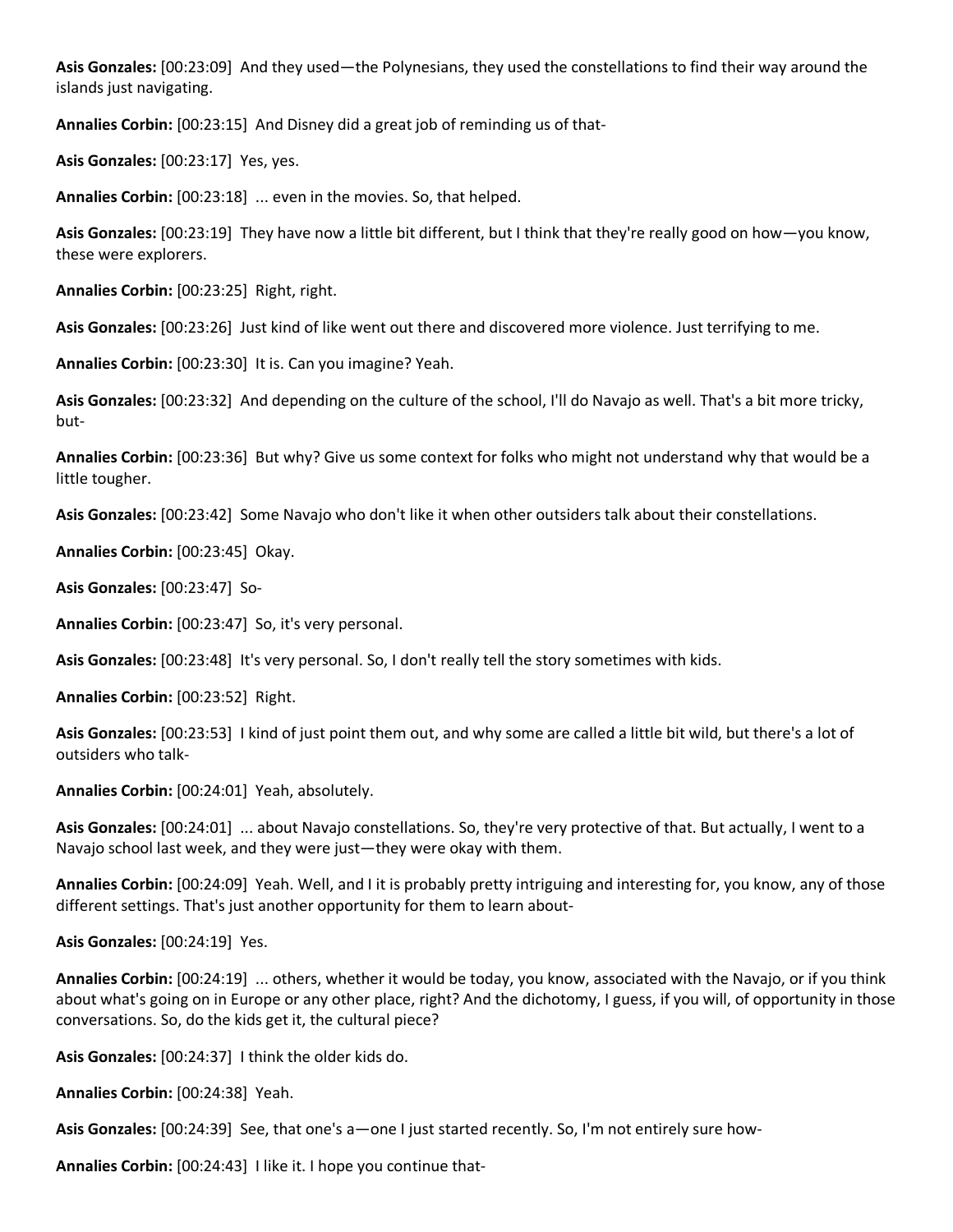**Asis Gonzales:** [00:23:09] And they used—the Polynesians, they used the constellations to find their way around the islands just navigating.

**Annalies Corbin:** [00:23:15] And Disney did a great job of reminding us of that-

**Asis Gonzales:** [00:23:17] Yes, yes.

**Annalies Corbin:** [00:23:18] ... even in the movies. So, that helped.

**Asis Gonzales:** [00:23:19] They have now a little bit different, but I think that they're really good on how—you know, these were explorers.

**Annalies Corbin:** [00:23:25] Right, right.

**Asis Gonzales:** [00:23:26] Just kind of like went out there and discovered more violence. Just terrifying to me.

**Annalies Corbin:** [00:23:30] It is. Can you imagine? Yeah.

**Asis Gonzales:** [00:23:32] And depending on the culture of the school, I'll do Navajo as well. That's a bit more tricky, but-

**Annalies Corbin:** [00:23:36] But why? Give us some context for folks who might not understand why that would be a little tougher.

**Asis Gonzales:** [00:23:42] Some Navajo who don't like it when other outsiders talk about their constellations.

**Annalies Corbin:** [00:23:45] Okay.

**Asis Gonzales:** [00:23:47] So-

**Annalies Corbin:** [00:23:47] So, it's very personal.

**Asis Gonzales:** [00:23:48] It's very personal. So, I don't really tell the story sometimes with kids.

**Annalies Corbin:** [00:23:52] Right.

**Asis Gonzales:** [00:23:53] I kind of just point them out, and why some are called a little bit wild, but there's a lot of outsiders who talk-

**Annalies Corbin:** [00:24:01] Yeah, absolutely.

**Asis Gonzales:** [00:24:01] ... about Navajo constellations. So, they're very protective of that. But actually, I went to a Navajo school last week, and they were just—they were okay with them.

**Annalies Corbin:** [00:24:09] Yeah. Well, and I it is probably pretty intriguing and interesting for, you know, any of those different settings. That's just another opportunity for them to learn about-

**Asis Gonzales:** [00:24:19] Yes.

**Annalies Corbin:** [00:24:19] ... others, whether it would be today, you know, associated with the Navajo, or if you think about what's going on in Europe or any other place, right? And the dichotomy, I guess, if you will, of opportunity in those conversations. So, do the kids get it, the cultural piece?

**Asis Gonzales:** [00:24:37] I think the older kids do.

**Annalies Corbin:** [00:24:38] Yeah.

**Asis Gonzales:** [00:24:39] See, that one's a—one I just started recently. So, I'm not entirely sure how-

**Annalies Corbin:** [00:24:43] I like it. I hope you continue that-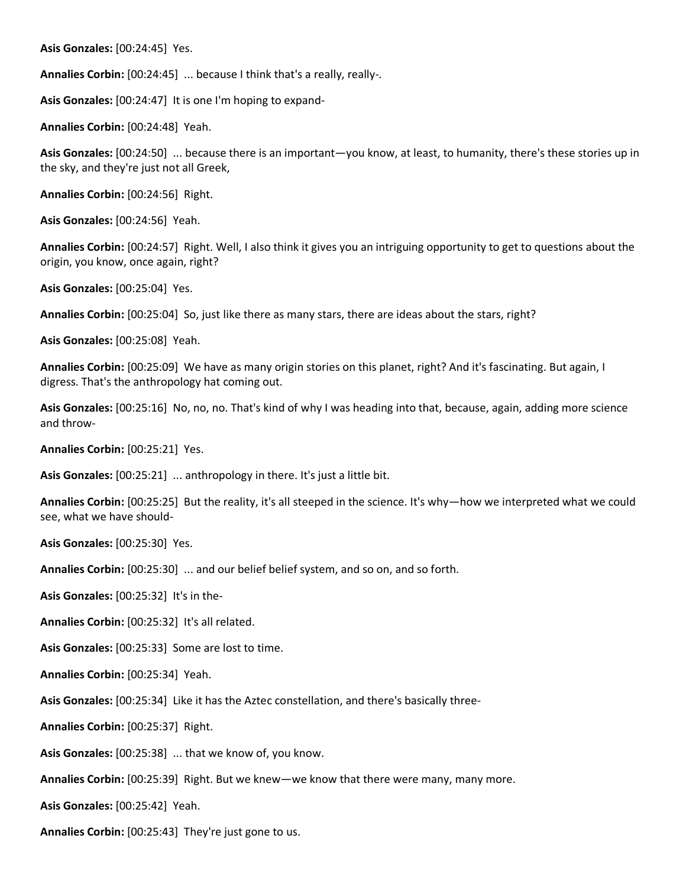**Asis Gonzales:** [00:24:45]  Yes.

**Annalies Corbin:** [00:24:45]  ... because I think that's a really, really-.

**Asis Gonzales:** [00:24:47]  It is one I'm hoping to expand-

**Annalies Corbin:** [00:24:48]  Yeah.

**Asis Gonzales:** [00:24:50]  ... because there is an important—you know, at least, to humanity, there's these stories up in the sky, and they're just not all Greek,

**Annalies Corbin:** [00:24:56]  Right.

**Asis Gonzales:** [00:24:56]  Yeah.

**Annalies Corbin:** [00:24:57]  Right. Well, I also think it gives you an intriguing opportunity to get to questions about the origin, you know, once again, right?

**Asis Gonzales:** [00:25:04]  Yes.

**Annalies Corbin:** [00:25:04]  So, just like there as many stars, there are ideas about the stars, right?

**Asis Gonzales:** [00:25:08]  Yeah.

**Annalies Corbin:** [00:25:09]  We have as many origin stories on this planet, right? And it's fascinating. But again, I digress. That's the anthropology hat coming out.

**Asis Gonzales:** [00:25:16]  No, no, no. That's kind of why I was heading into that, because, again, adding more science and throw-

**Annalies Corbin:** [00:25:21]  Yes.

**Asis Gonzales:** [00:25:21]  ... anthropology in there. It's just a little bit.

**Annalies Corbin:** [00:25:25]  But the reality, it's all steeped in the science. It's why—how we interpreted what we could see, what we have should-

**Asis Gonzales:** [00:25:30]  Yes.

**Annalies Corbin:** [00:25:30]  ... and our belief belief system, and so on, and so forth.

**Asis Gonzales:** [00:25:32]  It's in the-

**Annalies Corbin:** [00:25:32]  It's all related.

**Asis Gonzales:** [00:25:33]  Some are lost to time.

**Annalies Corbin:** [00:25:34]  Yeah.

**Asis Gonzales:** [00:25:34]  Like it has the Aztec constellation, and there's basically three-

**Annalies Corbin:** [00:25:37]  Right.

**Asis Gonzales:** [00:25:38]  ... that we know of, you know.

**Annalies Corbin:** [00:25:39]  Right. But we knew—we know that there were many, many more.

**Asis Gonzales:** [00:25:42]  Yeah.

**Annalies Corbin:** [00:25:43]  They're just gone to us.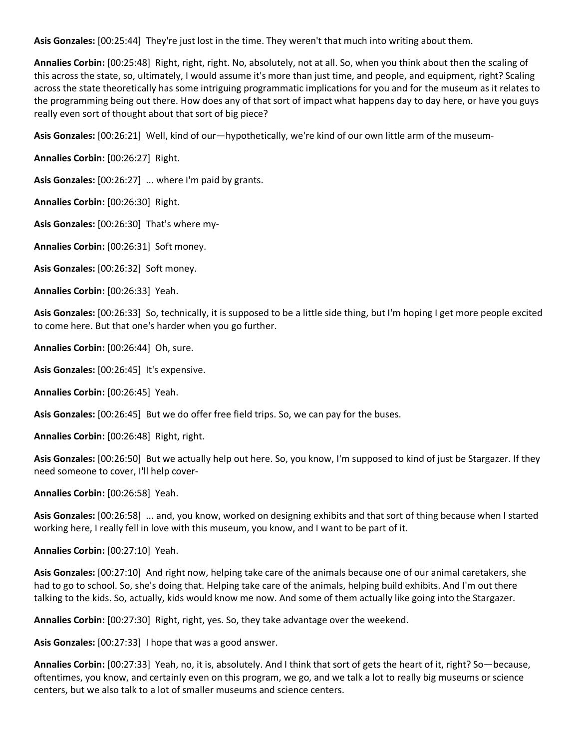**Asis Gonzales:** [00:25:44] They're just lost in the time. They weren't that much into writing about them.

**Annalies Corbin:** [00:25:48] Right, right, right. No, absolutely, not at all. So, when you think about then the scaling of this across the state, so, ultimately, I would assume it's more than just time, and people, and equipment, right? Scaling across the state theoretically has some intriguing programmatic implications for you and for the museum as it relates to the programming being out there. How does any of that sort of impact what happens day to day here, or have you guys really even sort of thought about that sort of big piece?

**Asis Gonzales:** [00:26:21] Well, kind of our—hypothetically, we're kind of our own little arm of the museum-

**Annalies Corbin:** [00:26:27] Right.

**Asis Gonzales:** [00:26:27] ... where I'm paid by grants.

**Annalies Corbin:** [00:26:30] Right.

**Asis Gonzales:** [00:26:30] That's where my-

**Annalies Corbin:** [00:26:31] Soft money.

**Asis Gonzales:** [00:26:32] Soft money.

**Annalies Corbin:** [00:26:33] Yeah.

**Asis Gonzales:** [00:26:33] So, technically, it is supposed to be a little side thing, but I'm hoping I get more people excited to come here. But that one's harder when you go further.

**Annalies Corbin:** [00:26:44] Oh, sure.

**Asis Gonzales:** [00:26:45] It's expensive.

**Annalies Corbin:** [00:26:45] Yeah.

**Asis Gonzales:** [00:26:45] But we do offer free field trips. So, we can pay for the buses.

**Annalies Corbin:** [00:26:48] Right, right.

**Asis Gonzales:** [00:26:50] But we actually help out here. So, you know, I'm supposed to kind of just be Stargazer. If they need someone to cover, I'll help cover-

**Annalies Corbin:** [00:26:58] Yeah.

**Asis Gonzales:** [00:26:58] ... and, you know, worked on designing exhibits and that sort of thing because when I started working here, I really fell in love with this museum, you know, and I want to be part of it.

**Annalies Corbin:** [00:27:10] Yeah.

**Asis Gonzales:** [00:27:10] And right now, helping take care of the animals because one of our animal caretakers, she had to go to school. So, she's doing that. Helping take care of the animals, helping build exhibits. And I'm out there talking to the kids. So, actually, kids would know me now. And some of them actually like going into the Stargazer.

**Annalies Corbin:** [00:27:30] Right, right, yes. So, they take advantage over the weekend.

**Asis Gonzales:** [00:27:33] I hope that was a good answer.

**Annalies Corbin:** [00:27:33] Yeah, no, it is, absolutely. And I think that sort of gets the heart of it, right? So—because, oftentimes, you know, and certainly even on this program, we go, and we talk a lot to really big museums or science centers, but we also talk to a lot of smaller museums and science centers.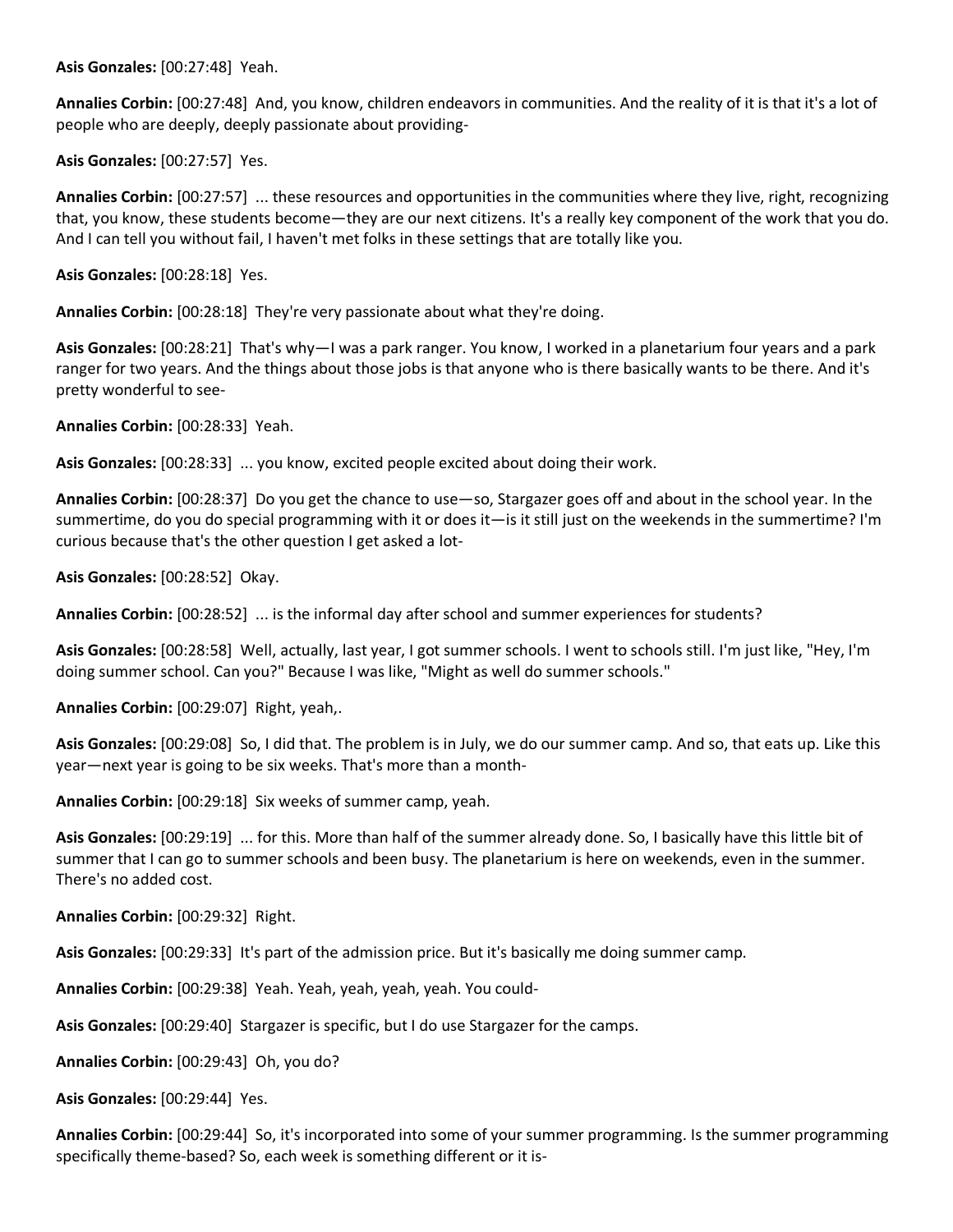**Asis Gonzales:** [00:27:48]  Yeah.

**Annalies Corbin:** [00:27:48]  And, you know, children endeavors in communities. And the reality of it is that it's a lot of people who are deeply, deeply passionate about providing-

**Asis Gonzales:** [00:27:57]  Yes.

**Annalies Corbin:** [00:27:57]  ... these resources and opportunities in the communities where they live, right, recognizing that, you know, these students become—they are our next citizens. It's a really key component of the work that you do. And I can tell you without fail, I haven't met folks in these settings that are totally like you.

**Asis Gonzales:** [00:28:18]  Yes.

**Annalies Corbin:** [00:28:18]  They're very passionate about what they're doing.

**Asis Gonzales:** [00:28:21]  That's why—I was a park ranger. You know, I worked in a planetarium four years and a park ranger for two years. And the things about those jobs is that anyone who is there basically wants to be there. And it's pretty wonderful to see-

**Annalies Corbin:** [00:28:33]  Yeah.

**Asis Gonzales:** [00:28:33]  ... you know, excited people excited about doing their work.

**Annalies Corbin:** [00:28:37]  Do you get the chance to use—so, Stargazer goes off and about in the school year. In the summertime, do you do special programming with it or does it—is it still just on the weekends in the summertime? I'm curious because that's the other question I get asked a lot-

**Asis Gonzales:** [00:28:52]  Okay.

**Annalies Corbin:** [00:28:52]  ... is the informal day after school and summer experiences for students?

**Asis Gonzales:** [00:28:58]  Well, actually, last year, I got summer schools. I went to schools still. I'm just like, "Hey, I'm doing summer school. Can you?" Because I was like, "Might as well do summer schools."

**Annalies Corbin:** [00:29:07]  Right, yeah,.

**Asis Gonzales:** [00:29:08]  So, I did that. The problem is in July, we do our summer camp. And so, that eats up. Like this year—next year is going to be six weeks. That's more than a month-

**Annalies Corbin:** [00:29:18]  Six weeks of summer camp, yeah.

**Asis Gonzales:** [00:29:19]  ... for this. More than half of the summer already done. So, I basically have this little bit of summer that I can go to summer schools and been busy. The planetarium is here on weekends, even in the summer. There's no added cost.

**Annalies Corbin:** [00:29:32]  Right.

**Asis Gonzales:** [00:29:33]  It's part of the admission price. But it's basically me doing summer camp.

**Annalies Corbin:** [00:29:38]  Yeah. Yeah, yeah, yeah, yeah. You could-

**Asis Gonzales:** [00:29:40]  Stargazer is specific, but I do use Stargazer for the camps.

**Annalies Corbin:** [00:29:43]  Oh, you do?

**Asis Gonzales:** [00:29:44]  Yes.

**Annalies Corbin:** [00:29:44]  So, it's incorporated into some of your summer programming. Is the summer programming specifically theme-based? So, each week is something different or it is-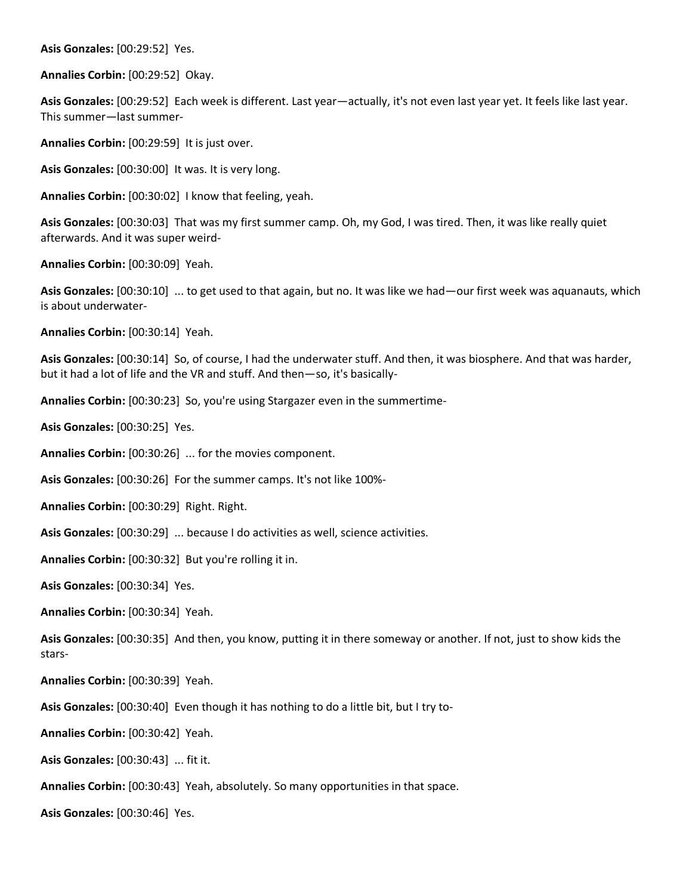**Asis Gonzales:** [00:29:52] Yes.

**Annalies Corbin:** [00:29:52] Okay.

**Asis Gonzales:** [00:29:52] Each week is different. Last year—actually, it's not even last year yet. It feels like last year. This summer—last summer-

**Annalies Corbin:** [00:29:59] It is just over.

**Asis Gonzales:** [00:30:00] It was. It is very long.

**Annalies Corbin:** [00:30:02] I know that feeling, yeah.

**Asis Gonzales:** [00:30:03] That was my first summer camp. Oh, my God, I was tired. Then, it was like really quiet afterwards. And it was super weird-

**Annalies Corbin:** [00:30:09] Yeah.

**Asis Gonzales:** [00:30:10] ... to get used to that again, but no. It was like we had—our first week was aquanauts, which is about underwater-

**Annalies Corbin:** [00:30:14] Yeah.

**Asis Gonzales:** [00:30:14] So, of course, I had the underwater stuff. And then, it was biosphere. And that was harder, but it had a lot of life and the VR and stuff. And then—so, it's basically-

**Annalies Corbin:** [00:30:23] So, you're using Stargazer even in the summertime-

**Asis Gonzales:** [00:30:25] Yes.

**Annalies Corbin:** [00:30:26] ... for the movies component.

**Asis Gonzales:** [00:30:26] For the summer camps. It's not like 100%-

**Annalies Corbin:** [00:30:29] Right. Right.

**Asis Gonzales:** [00:30:29] ... because I do activities as well, science activities.

**Annalies Corbin:** [00:30:32] But you're rolling it in.

**Asis Gonzales:** [00:30:34] Yes.

**Annalies Corbin:** [00:30:34] Yeah.

**Asis Gonzales:** [00:30:35] And then, you know, putting it in there someway or another. If not, just to show kids the stars-

**Annalies Corbin:** [00:30:39] Yeah.

**Asis Gonzales:** [00:30:40] Even though it has nothing to do a little bit, but I try to-

**Annalies Corbin:** [00:30:42] Yeah.

**Asis Gonzales:** [00:30:43] ... fit it.

**Annalies Corbin:** [00:30:43] Yeah, absolutely. So many opportunities in that space.

**Asis Gonzales:** [00:30:46] Yes.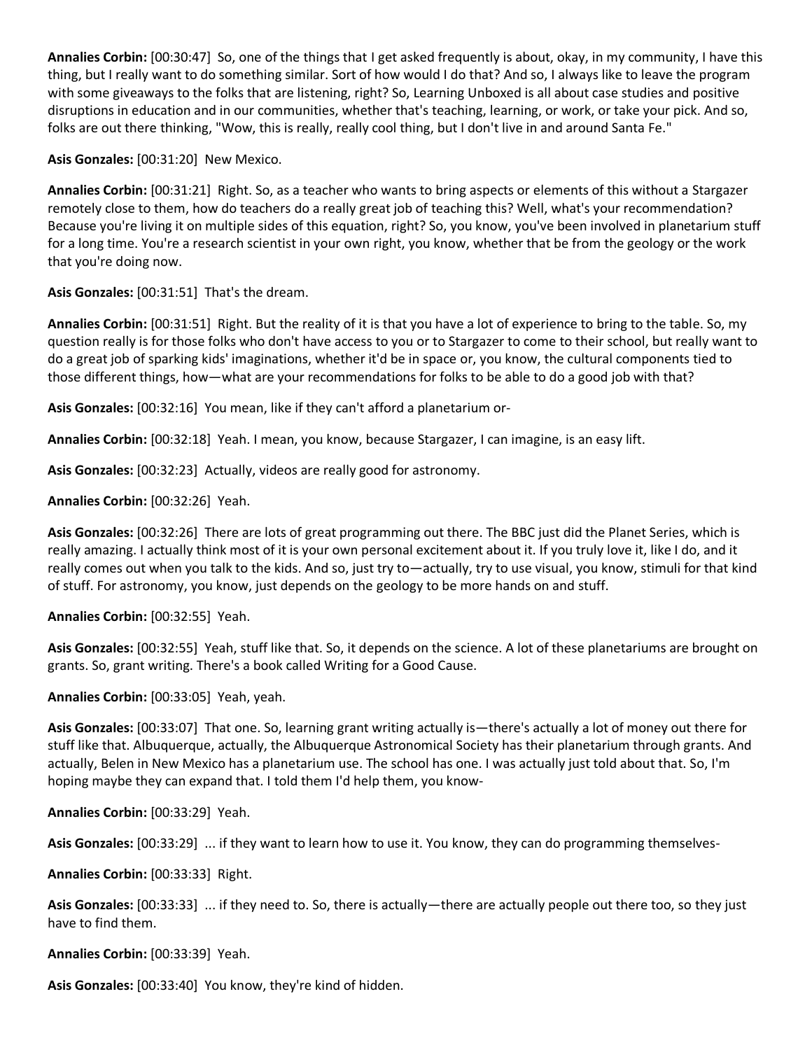**Annalies Corbin:** [00:30:47] So, one of the things that I get asked frequently is about, okay, in my community, I have this thing, but I really want to do something similar. Sort of how would I do that? And so, I always like to leave the program with some giveaways to the folks that are listening, right? So, Learning Unboxed is all about case studies and positive disruptions in education and in our communities, whether that's teaching, learning, or work, or take your pick. And so, folks are out there thinking, "Wow, this is really, really cool thing, but I don't live in and around Santa Fe."

**Asis Gonzales:** [00:31:20] New Mexico.

**Annalies Corbin:** [00:31:21] Right. So, as a teacher who wants to bring aspects or elements of this without a Stargazer remotely close to them, how do teachers do a really great job of teaching this? Well, what's your recommendation? Because you're living it on multiple sides of this equation, right? So, you know, you've been involved in planetarium stuff for a long time. You're a research scientist in your own right, you know, whether that be from the geology or the work that you're doing now.

**Asis Gonzales:** [00:31:51] That's the dream.

**Annalies Corbin:** [00:31:51] Right. But the reality of it is that you have a lot of experience to bring to the table. So, my question really is for those folks who don't have access to you or to Stargazer to come to their school, but really want to do a great job of sparking kids' imaginations, whether it'd be in space or, you know, the cultural components tied to those different things, how—what are your recommendations for folks to be able to do a good job with that?

**Asis Gonzales:** [00:32:16] You mean, like if they can't afford a planetarium or-

**Annalies Corbin:** [00:32:18] Yeah. I mean, you know, because Stargazer, I can imagine, is an easy lift.

**Asis Gonzales:** [00:32:23] Actually, videos are really good for astronomy.

**Annalies Corbin:** [00:32:26] Yeah.

**Asis Gonzales:** [00:32:26] There are lots of great programming out there. The BBC just did the Planet Series, which is really amazing. I actually think most of it is your own personal excitement about it. If you truly love it, like I do, and it really comes out when you talk to the kids. And so, just try to—actually, try to use visual, you know, stimuli for that kind of stuff. For astronomy, you know, just depends on the geology to be more hands on and stuff.

**Annalies Corbin:** [00:32:55] Yeah.

**Asis Gonzales:** [00:32:55] Yeah, stuff like that. So, it depends on the science. A lot of these planetariums are brought on grants. So, grant writing. There's a book called Writing for a Good Cause.

**Annalies Corbin:** [00:33:05] Yeah, yeah.

**Asis Gonzales:** [00:33:07] That one. So, learning grant writing actually is—there's actually a lot of money out there for stuff like that. Albuquerque, actually, the Albuquerque Astronomical Society has their planetarium through grants. And actually, Belen in New Mexico has a planetarium use. The school has one. I was actually just told about that. So, I'm hoping maybe they can expand that. I told them I'd help them, you know-

**Annalies Corbin:** [00:33:29] Yeah.

**Asis Gonzales:** [00:33:29] ... if they want to learn how to use it. You know, they can do programming themselves-

**Annalies Corbin:** [00:33:33] Right.

**Asis Gonzales:** [00:33:33] ... if they need to. So, there is actually—there are actually people out there too, so they just have to find them.

**Annalies Corbin:** [00:33:39] Yeah.

**Asis Gonzales:** [00:33:40] You know, they're kind of hidden.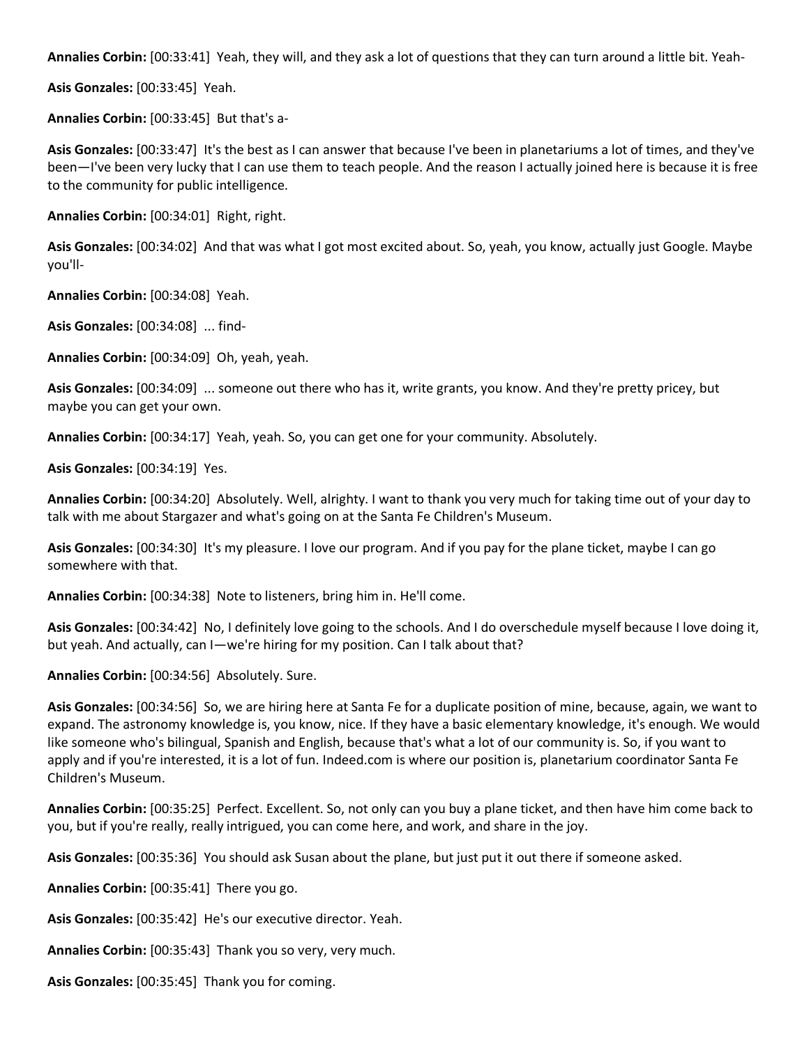**Annalies Corbin:** [00:33:41] Yeah, they will, and they ask a lot of questions that they can turn around a little bit. Yeah-

**Asis Gonzales:** [00:33:45] Yeah.

**Annalies Corbin:** [00:33:45] But that's a-

**Asis Gonzales:** [00:33:47] It's the best as I can answer that because I've been in planetariums a lot of times, and they've been—I've been very lucky that I can use them to teach people. And the reason I actually joined here is because it is free to the community for public intelligence.

**Annalies Corbin:** [00:34:01] Right, right.

**Asis Gonzales:** [00:34:02] And that was what I got most excited about. So, yeah, you know, actually just Google. Maybe you'll-

**Annalies Corbin:** [00:34:08] Yeah.

**Asis Gonzales:** [00:34:08] ... find-

**Annalies Corbin:** [00:34:09] Oh, yeah, yeah.

**Asis Gonzales:** [00:34:09] ... someone out there who has it, write grants, you know. And they're pretty pricey, but maybe you can get your own.

**Annalies Corbin:** [00:34:17] Yeah, yeah. So, you can get one for your community. Absolutely.

**Asis Gonzales:** [00:34:19] Yes.

**Annalies Corbin:** [00:34:20] Absolutely. Well, alrighty. I want to thank you very much for taking time out of your day to talk with me about Stargazer and what's going on at the Santa Fe Children's Museum.

**Asis Gonzales:** [00:34:30] It's my pleasure. I love our program. And if you pay for the plane ticket, maybe I can go somewhere with that.

**Annalies Corbin:** [00:34:38] Note to listeners, bring him in. He'll come.

**Asis Gonzales:** [00:34:42] No, I definitely love going to the schools. And I do overschedule myself because I love doing it, but yeah. And actually, can I—we're hiring for my position. Can I talk about that?

**Annalies Corbin:** [00:34:56] Absolutely. Sure.

**Asis Gonzales:** [00:34:56] So, we are hiring here at Santa Fe for a duplicate position of mine, because, again, we want to expand. The astronomy knowledge is, you know, nice. If they have a basic elementary knowledge, it's enough. We would like someone who's bilingual, Spanish and English, because that's what a lot of our community is. So, if you want to apply and if you're interested, it is a lot of fun. Indeed.com is where our position is, planetarium coordinator Santa Fe Children's Museum.

**Annalies Corbin:** [00:35:25] Perfect. Excellent. So, not only can you buy a plane ticket, and then have him come back to you, but if you're really, really intrigued, you can come here, and work, and share in the joy.

**Asis Gonzales:** [00:35:36] You should ask Susan about the plane, but just put it out there if someone asked.

**Annalies Corbin:** [00:35:41] There you go.

**Asis Gonzales:** [00:35:42] He's our executive director. Yeah.

**Annalies Corbin:** [00:35:43] Thank you so very, very much.

**Asis Gonzales:** [00:35:45] Thank you for coming.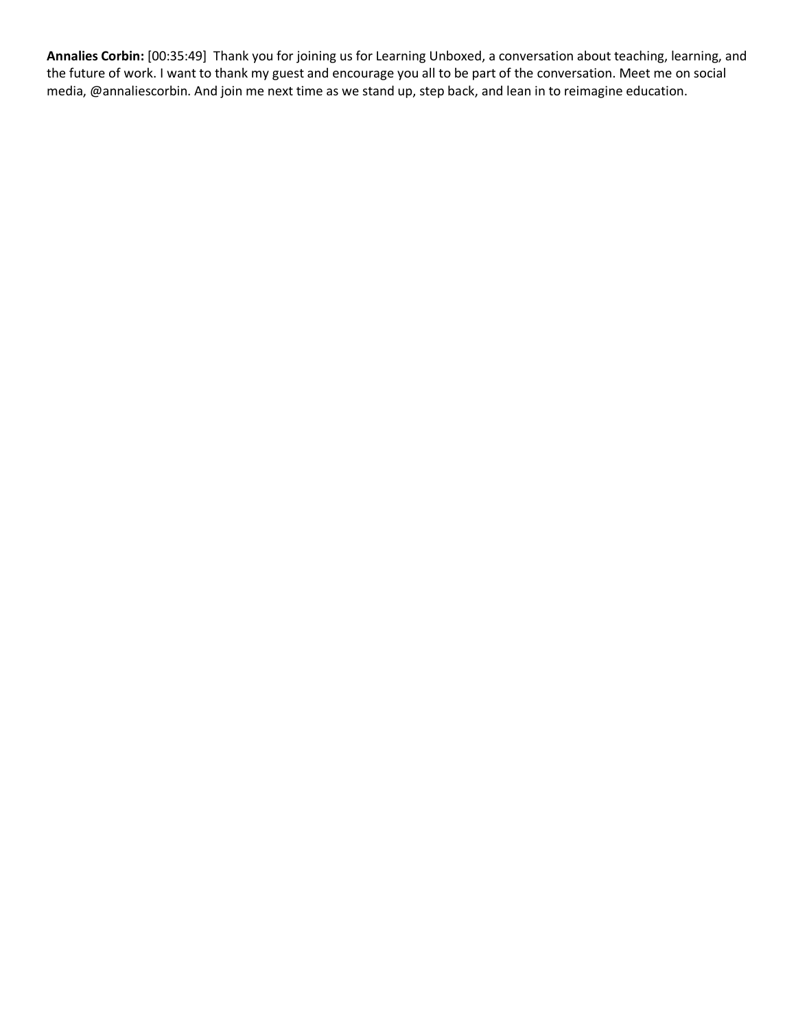**Annalies Corbin:** [00:35:49] Thank you for joining us for Learning Unboxed, a conversation about teaching, learning, and the future of work. I want to thank my guest and encourage you all to be part of the conversation. Meet me on social media, @annaliescorbin. And join me next time as we stand up, step back, and lean in to reimagine education.